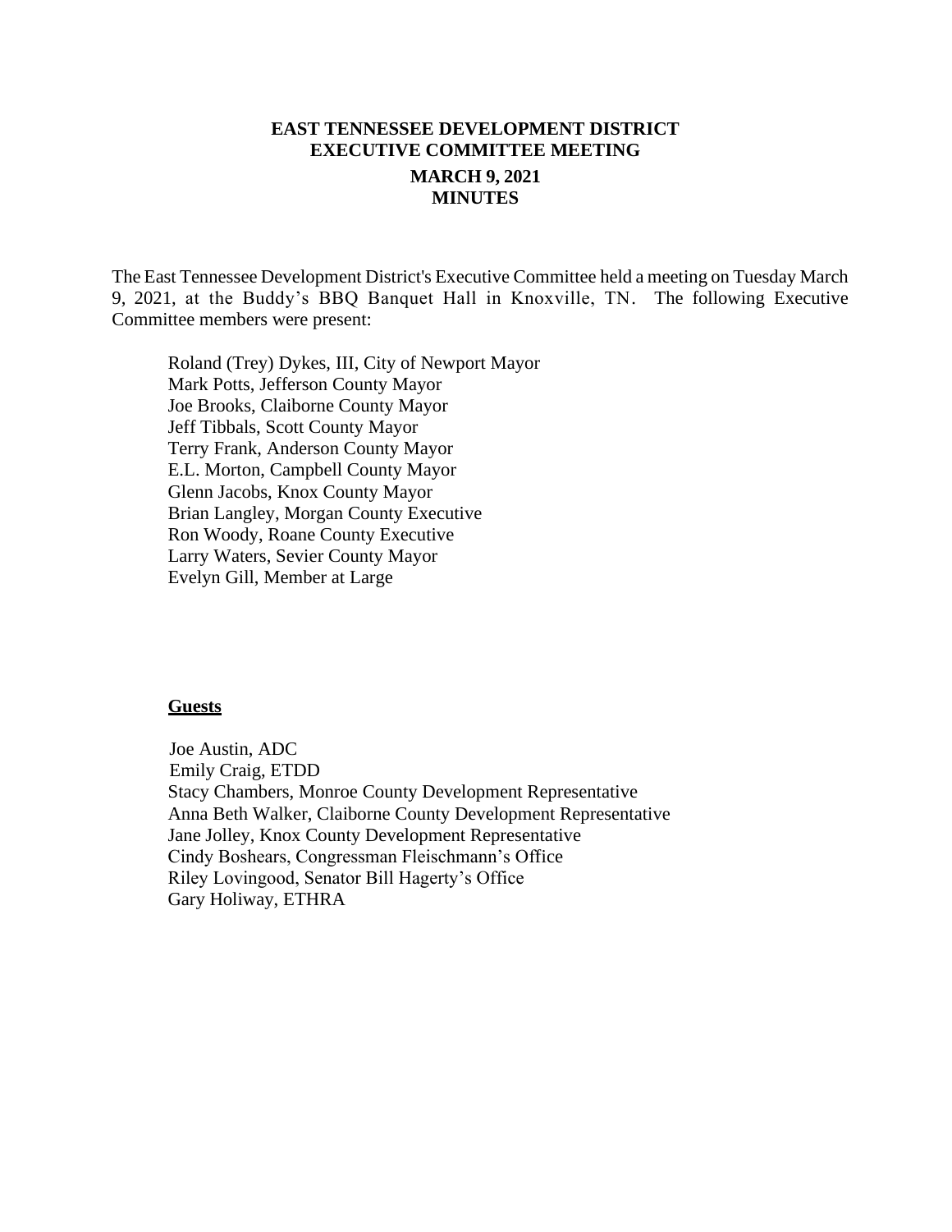**EAST TENNESSEE DEVELOPMENT DISTRICT**
**EXECUTIVE COMMITTEE MEETING**
**MARCH 9, 2021**
**MINUTES**

The East Tennessee Development District's Executive Committee held a meeting on Tuesday March 9, 2021, at the Buddy's BBQ Banquet Hall in Knoxville, TN. The following Executive Committee members were present:

Roland (Trey) Dykes, III, City of Newport Mayor
Mark Potts, Jefferson County Mayor
Joe Brooks, Claiborne County Mayor
Jeff Tibbals, Scott County Mayor
Terry Frank, Anderson County Mayor
E.L. Morton, Campbell County Mayor
Glenn Jacobs, Knox County Mayor
Brian Langley, Morgan County Executive
Ron Woody, Roane County Executive
Larry Waters, Sevier County Mayor
Evelyn Gill, Member at Large

**Guests**

Joe Austin, ADC
Emily Craig, ETDD
Stacy Chambers, Monroe County Development Representative
Anna Beth Walker, Claiborne County Development Representative
Jane Jolley, Knox County Development Representative
Cindy Boshears, Congressman Fleischmann's Office
Riley Lovingood, Senator Bill Hagerty's Office
Gary Holiway, ETHRA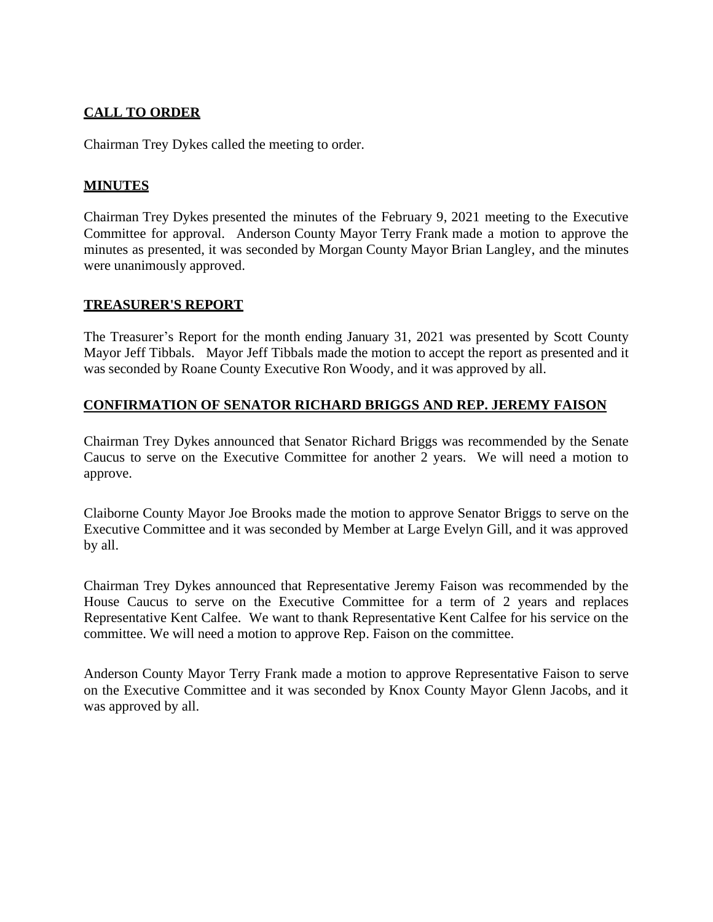## CALL TO ORDER

Chairman Trey Dykes called the meeting to order.

## MINUTES

Chairman Trey Dykes presented the minutes of the February 9, 2021 meeting to the Executive Committee for approval. Anderson County Mayor Terry Frank made a motion to approve the minutes as presented, it was seconded by Morgan County Mayor Brian Langley, and the minutes were unanimously approved.

## TREASURER'S REPORT

The Treasurer's Report for the month ending January 31, 2021 was presented by Scott County Mayor Jeff Tibbals. Mayor Jeff Tibbals made the motion to accept the report as presented and it was seconded by Roane County Executive Ron Woody, and it was approved by all.

## CONFIRMATION OF SENATOR RICHARD BRIGGS AND REP. JEREMY FAISON

Chairman Trey Dykes announced that Senator Richard Briggs was recommended by the Senate Caucus to serve on the Executive Committee for another 2 years. We will need a motion to approve.

Claiborne County Mayor Joe Brooks made the motion to approve Senator Briggs to serve on the Executive Committee and it was seconded by Member at Large Evelyn Gill, and it was approved by all.

Chairman Trey Dykes announced that Representative Jeremy Faison was recommended by the House Caucus to serve on the Executive Committee for a term of 2 years and replaces Representative Kent Calfee. We want to thank Representative Kent Calfee for his service on the committee. We will need a motion to approve Rep. Faison on the committee.

Anderson County Mayor Terry Frank made a motion to approve Representative Faison to serve on the Executive Committee and it was seconded by Knox County Mayor Glenn Jacobs, and it was approved by all.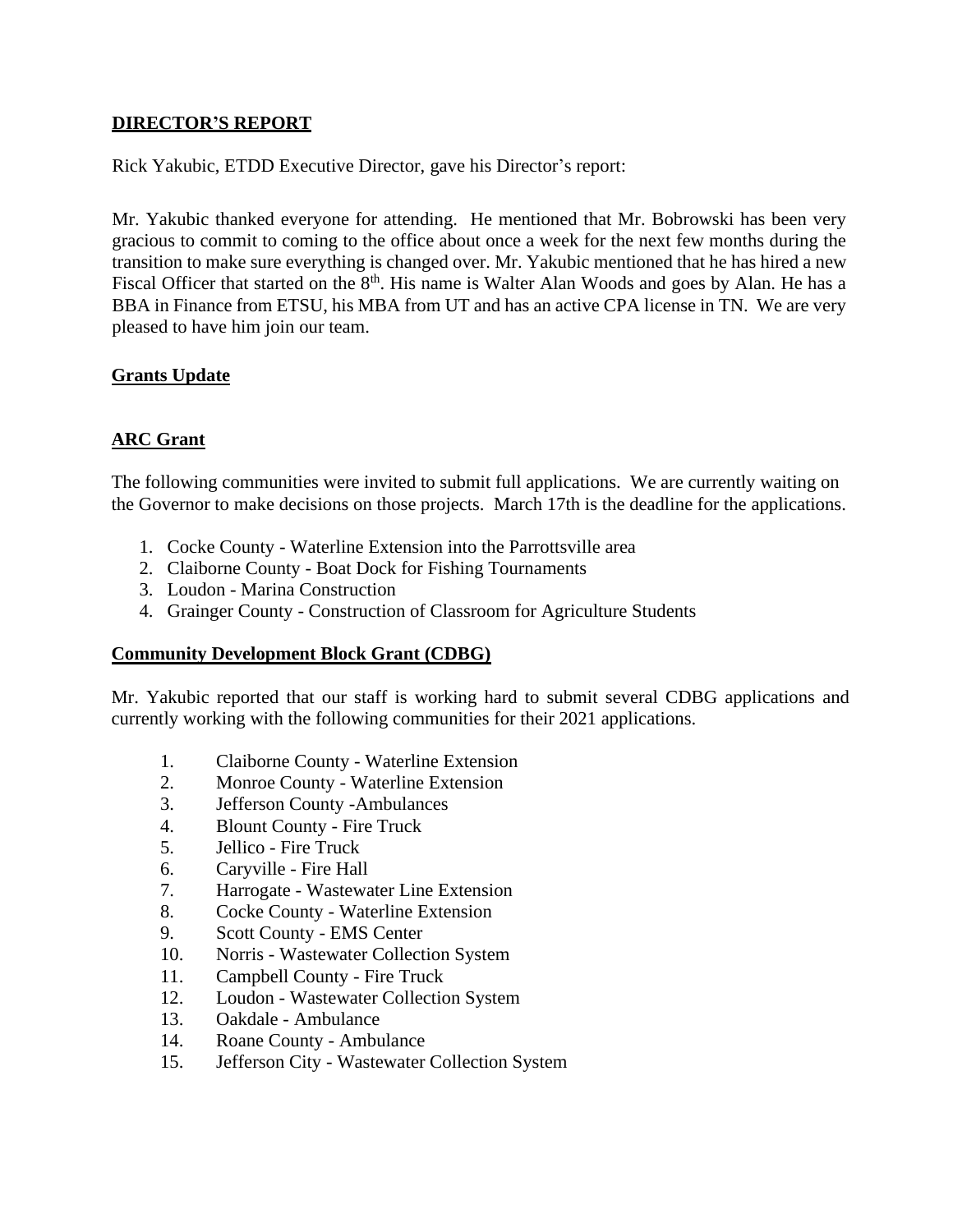## DIRECTOR'S REPORT

Rick Yakubic, ETDD Executive Director, gave his Director's report:

Mr. Yakubic thanked everyone for attending. He mentioned that Mr. Bobrowski has been very gracious to commit to coming to the office about once a week for the next few months during the transition to make sure everything is changed over. Mr. Yakubic mentioned that he has hired a new Fiscal Officer that started on the 8th. His name is Walter Alan Woods and goes by Alan. He has a BBA in Finance from ETSU, his MBA from UT and has an active CPA license in TN. We are very pleased to have him join our team.

## Grants Update

### ARC Grant

The following communities were invited to submit full applications. We are currently waiting on the Governor to make decisions on those projects. March 17th is the deadline for the applications.

1. Cocke County - Waterline Extension into the Parrottsville area
2. Claiborne County - Boat Dock for Fishing Tournaments
3. Loudon - Marina Construction
4. Grainger County - Construction of Classroom for Agriculture Students

### Community Development Block Grant (CDBG)

Mr. Yakubic reported that our staff is working hard to submit several CDBG applications and currently working with the following communities for their 2021 applications.

1. Claiborne County - Waterline Extension
2. Monroe County - Waterline Extension
3. Jefferson County -Ambulances
4. Blount County - Fire Truck
5. Jellico - Fire Truck
6. Caryville - Fire Hall
7. Harrogate - Wastewater Line Extension
8. Cocke County - Waterline Extension
9. Scott County - EMS Center
10. Norris - Wastewater Collection System
11. Campbell County - Fire Truck
12. Loudon - Wastewater Collection System
13. Oakdale - Ambulance
14. Roane County - Ambulance
15. Jefferson City - Wastewater Collection System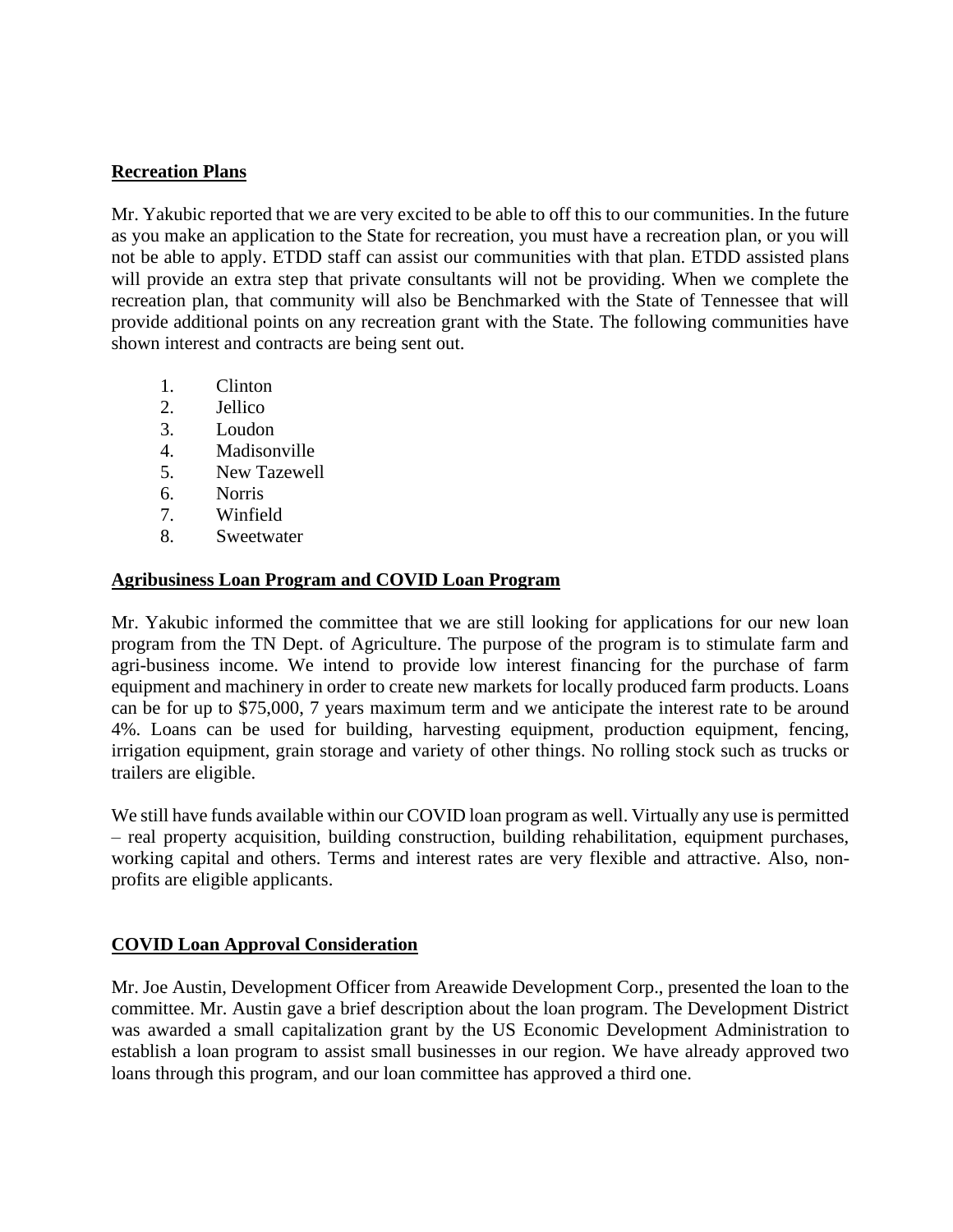**Recreation Plans**

Mr. Yakubic reported that we are very excited to be able to off this to our communities. In the future as you make an application to the State for recreation, you must have a recreation plan, or you will not be able to apply. ETDD staff can assist our communities with that plan. ETDD assisted plans will provide an extra step that private consultants will not be providing. When we complete the recreation plan, that community will also be Benchmarked with the State of Tennessee that will provide additional points on any recreation grant with the State. The following communities have shown interest and contracts are being sent out.

1. Clinton
2. Jellico
3. Loudon
4. Madisonville
5. New Tazewell
6. Norris
7. Winfield
8. Sweetwater

**Agribusiness Loan Program and COVID Loan Program**

Mr. Yakubic informed the committee that we are still looking for applications for our new loan program from the TN Dept. of Agriculture. The purpose of the program is to stimulate farm and agri-business income. We intend to provide low interest financing for the purchase of farm equipment and machinery in order to create new markets for locally produced farm products. Loans can be for up to $75,000, 7 years maximum term and we anticipate the interest rate to be around 4%. Loans can be used for building, harvesting equipment, production equipment, fencing, irrigation equipment, grain storage and variety of other things. No rolling stock such as trucks or trailers are eligible.

We still have funds available within our COVID loan program as well. Virtually any use is permitted – real property acquisition, building construction, building rehabilitation, equipment purchases, working capital and others. Terms and interest rates are very flexible and attractive. Also, non-profits are eligible applicants.

**COVID Loan Approval Consideration**

Mr. Joe Austin, Development Officer from Areawide Development Corp., presented the loan to the committee. Mr. Austin gave a brief description about the loan program. The Development District was awarded a small capitalization grant by the US Economic Development Administration to establish a loan program to assist small businesses in our region. We have already approved two loans through this program, and our loan committee has approved a third one.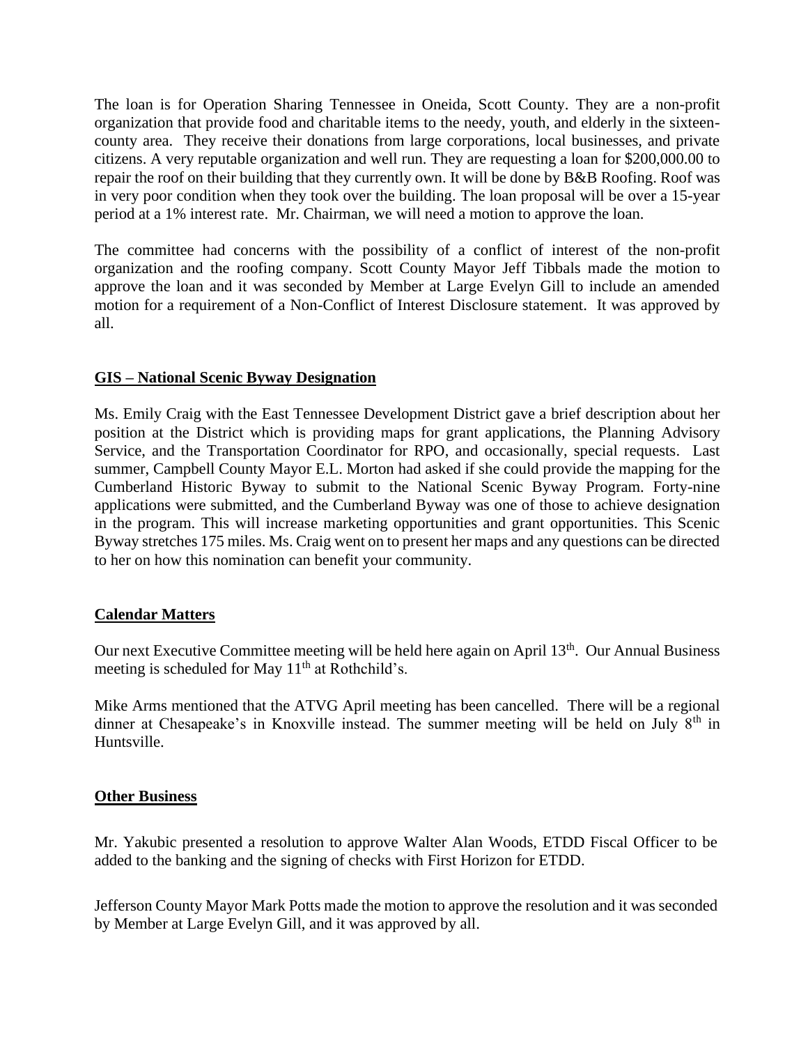The loan is for Operation Sharing Tennessee in Oneida, Scott County. They are a non-profit organization that provide food and charitable items to the needy, youth, and elderly in the sixteen-county area. They receive their donations from large corporations, local businesses, and private citizens. A very reputable organization and well run. They are requesting a loan for $200,000.00 to repair the roof on their building that they currently own. It will be done by B&B Roofing. Roof was in very poor condition when they took over the building. The loan proposal will be over a 15-year period at a 1% interest rate. Mr. Chairman, we will need a motion to approve the loan.

The committee had concerns with the possibility of a conflict of interest of the non-profit organization and the roofing company. Scott County Mayor Jeff Tibbals made the motion to approve the loan and it was seconded by Member at Large Evelyn Gill to include an amended motion for a requirement of a Non-Conflict of Interest Disclosure statement. It was approved by all.

## GIS – National Scenic Byway Designation

Ms. Emily Craig with the East Tennessee Development District gave a brief description about her position at the District which is providing maps for grant applications, the Planning Advisory Service, and the Transportation Coordinator for RPO, and occasionally, special requests. Last summer, Campbell County Mayor E.L. Morton had asked if she could provide the mapping for the Cumberland Historic Byway to submit to the National Scenic Byway Program. Forty-nine applications were submitted, and the Cumberland Byway was one of those to achieve designation in the program. This will increase marketing opportunities and grant opportunities. This Scenic Byway stretches 175 miles. Ms. Craig went on to present her maps and any questions can be directed to her on how this nomination can benefit your community.

## Calendar Matters

Our next Executive Committee meeting will be held here again on April 13th. Our Annual Business meeting is scheduled for May 11th at Rothchild's.

Mike Arms mentioned that the ATVG April meeting has been cancelled. There will be a regional dinner at Chesapeake's in Knoxville instead. The summer meeting will be held on July 8th in Huntsville.

## Other Business

Mr. Yakubic presented a resolution to approve Walter Alan Woods, ETDD Fiscal Officer to be added to the banking and the signing of checks with First Horizon for ETDD.

Jefferson County Mayor Mark Potts made the motion to approve the resolution and it was seconded by Member at Large Evelyn Gill, and it was approved by all.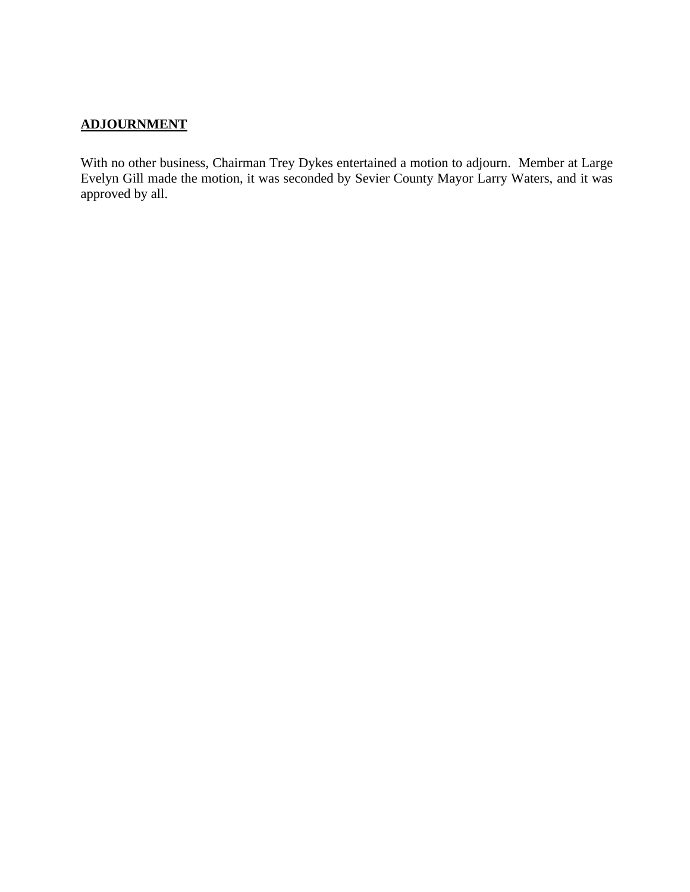**ADJOURNMENT**

With no other business, Chairman Trey Dykes entertained a motion to adjourn. Member at Large Evelyn Gill made the motion, it was seconded by Sevier County Mayor Larry Waters, and it was approved by all.